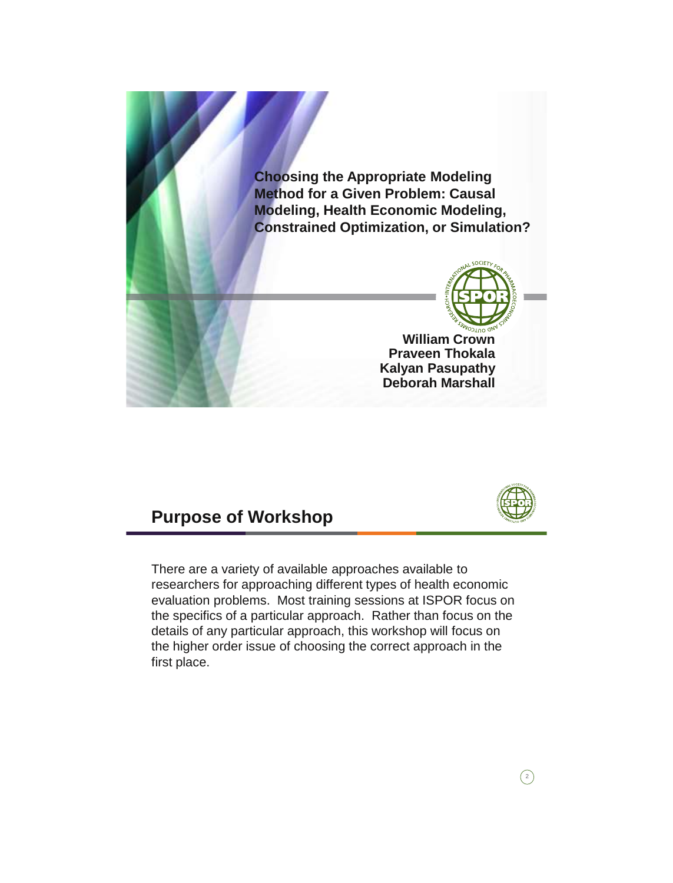# Choosing the Appropriate Modeling Method for a Given Problem: Causal Modeling, Health Economic Modeling, Constrained Optimization, or Simulation?

**William Crown**
**Praveen Thokala**
**Kalyan Pasupathy**
**Deborah Marshall**

## Purpose of Workshop

There are a variety of available approaches available to researchers for approaching different types of health economic evaluation problems. Most training sessions at ISPOR focus on the specifics of a particular approach. Rather than focus on the details of any particular approach, this workshop will focus on the higher order issue of choosing the correct approach in the first place.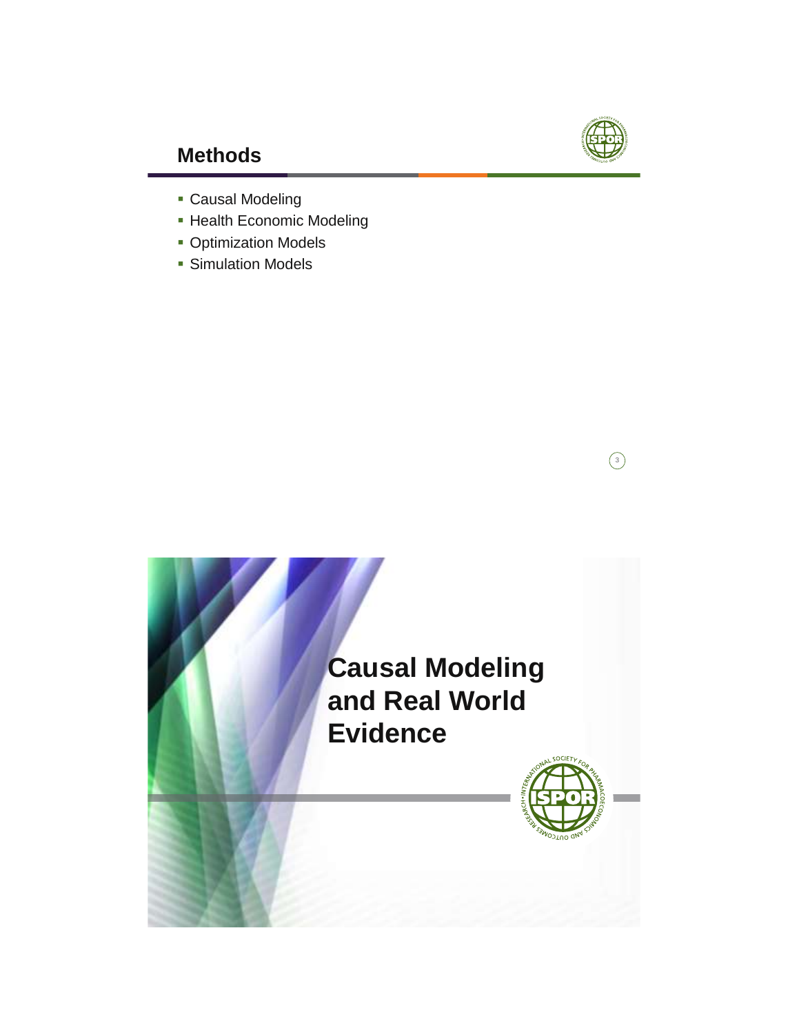## Methods

- Causal Modeling
- Health Economic Modeling
- Optimization Models
- Simulation Models

# Causal Modeling and Real World Evidence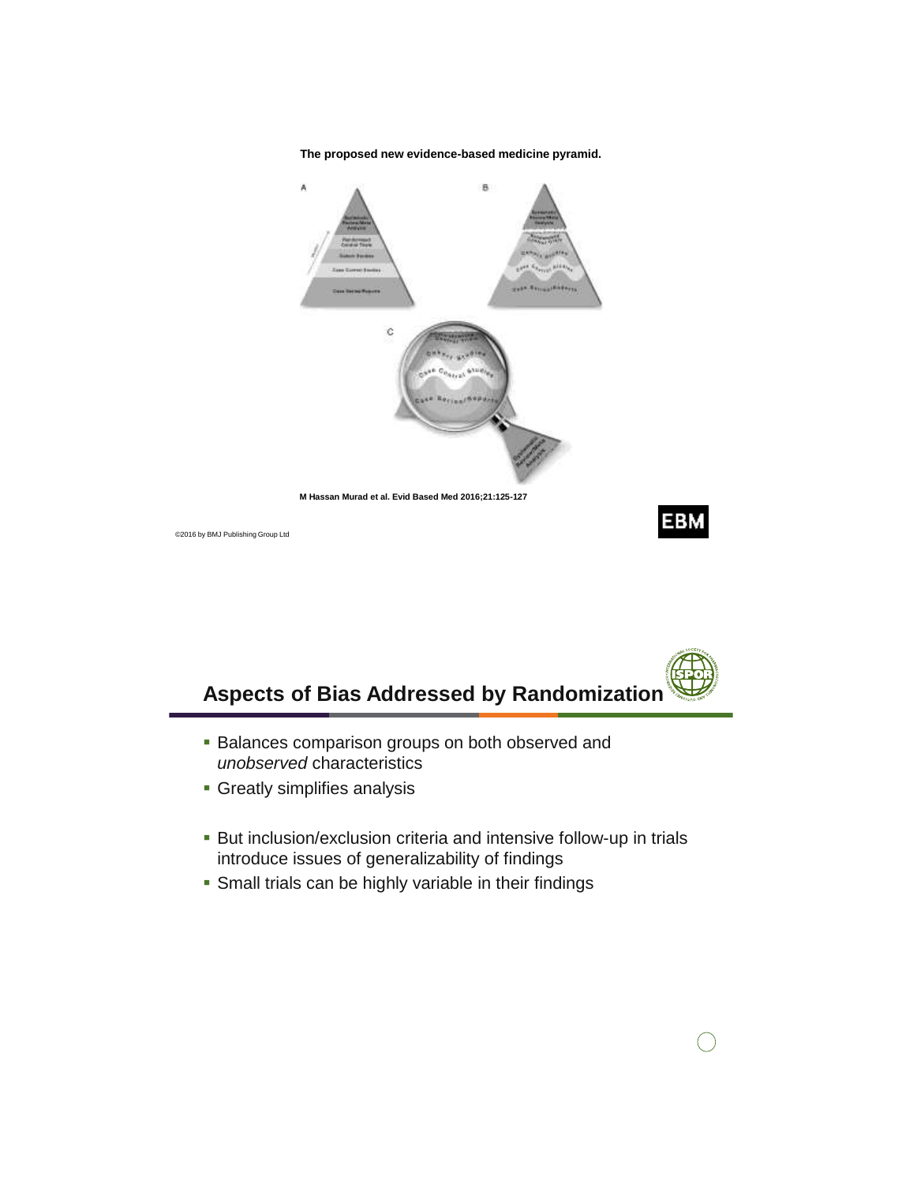The proposed new evidence-based medicine pyramid.

M Hassan Murad et al. Evid Based Med 2016;21:125-127

©2016 by BMJ Publishing Group Ltd

## Aspects of Bias Addressed by Randomization

- Balances comparison groups on both observed and *unobserved* characteristics
- Greatly simplifies analysis
- But inclusion/exclusion criteria and intensive follow-up in trials introduce issues of generalizability of findings
- Small trials can be highly variable in their findings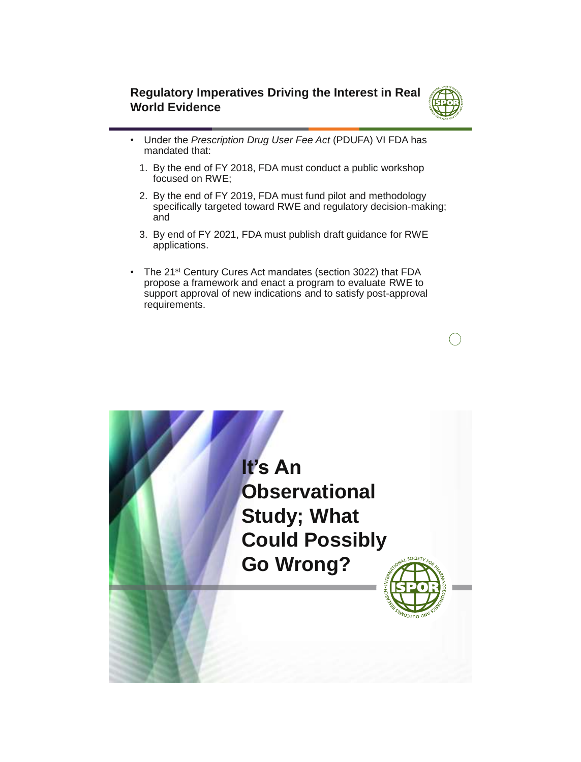## Regulatory Imperatives Driving the Interest in Real World Evidence

- Under the *Prescription Drug User Fee Act* (PDUFA) VI FDA has mandated that:
  1. By the end of FY 2018, FDA must conduct a public workshop focused on RWE;
  2. By the end of FY 2019, FDA must fund pilot and methodology specifically targeted toward RWE and regulatory decision-making; and
  3. By end of FY 2021, FDA must publish draft guidance for RWE applications.
- The 21st Century Cures Act mandates (section 3022) that FDA propose a framework and enact a program to evaluate RWE to support approval of new indications and to satisfy post-approval requirements.

# It's An Observational Study; What Could Possibly Go Wrong?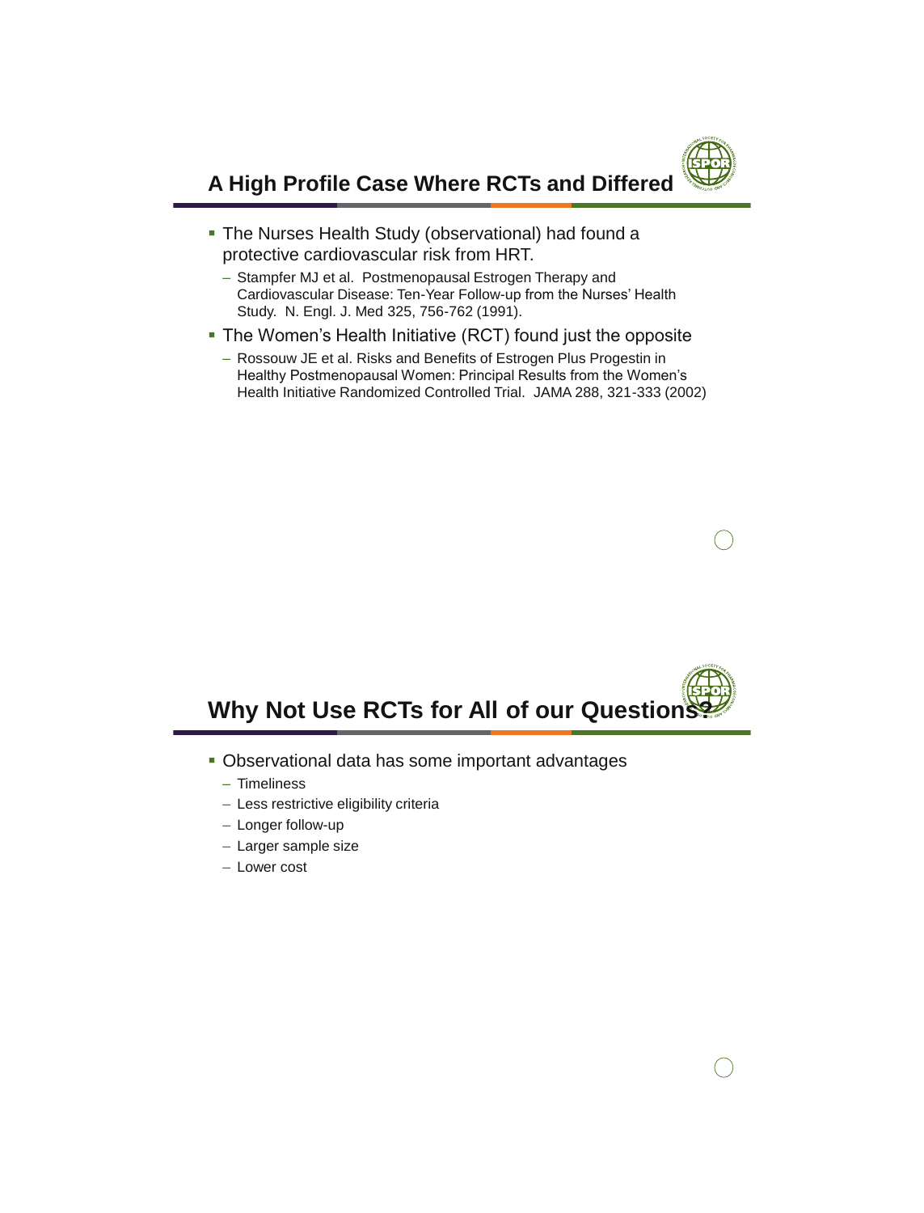## A High Profile Case Where RCTs and Differed

- The Nurses Health Study (observational) had found a protective cardiovascular risk from HRT.
  - Stampfer MJ et al. Postmenopausal Estrogen Therapy and Cardiovascular Disease: Ten-Year Follow-up from the Nurses' Health Study. N. Engl. J. Med 325, 756-762 (1991).
- The Women's Health Initiative (RCT) found just the opposite
  - Rossouw JE et al. Risks and Benefits of Estrogen Plus Progestin in Healthy Postmenopausal Women: Principal Results from the Women's Health Initiative Randomized Controlled Trial. JAMA 288, 321-333 (2002)

## Why Not Use RCTs for All of our Questions?

- Observational data has some important advantages
  - Timeliness
  - Less restrictive eligibility criteria
  - Longer follow-up
  - Larger sample size
  - Lower cost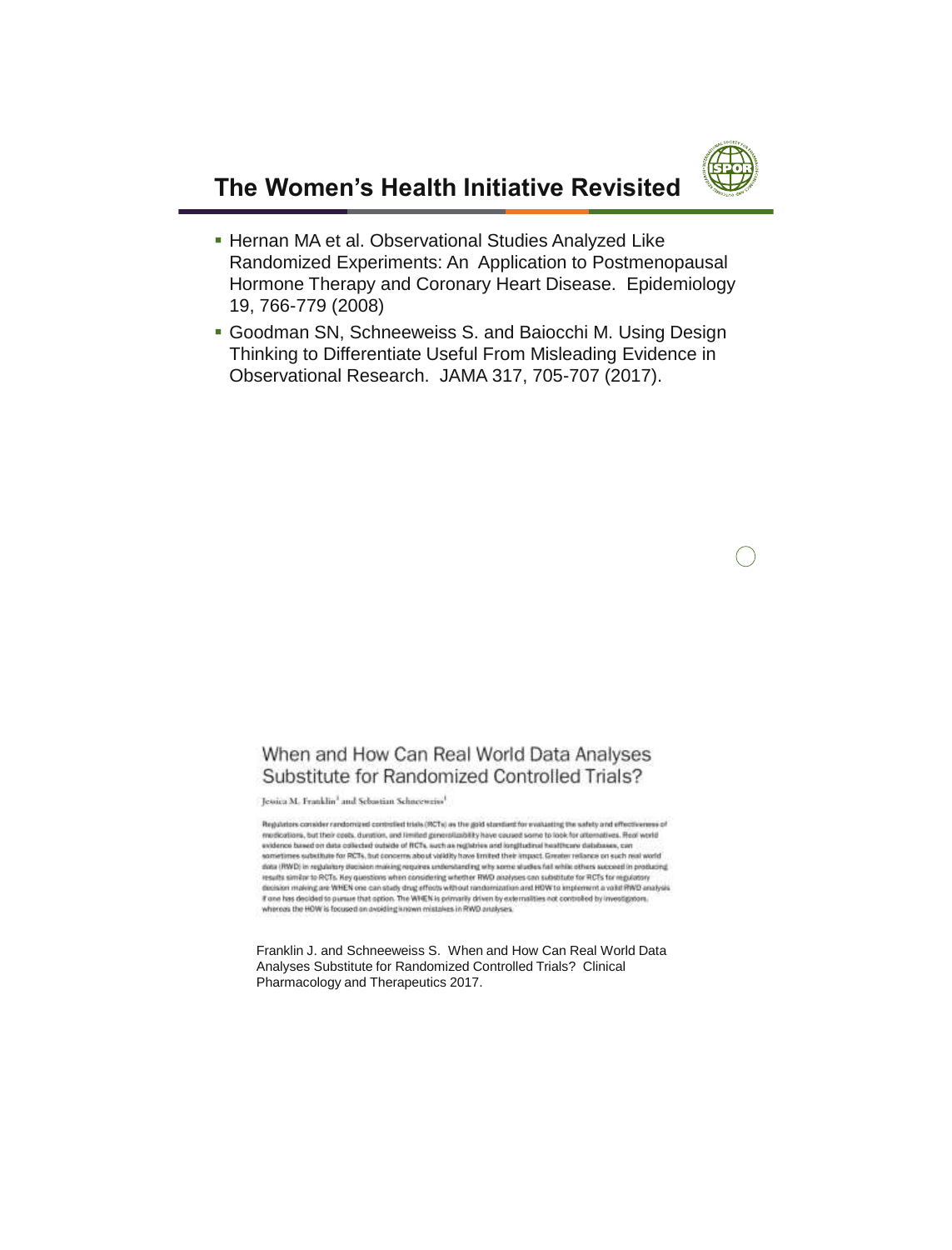# The Women's Health Initiative Revisited

- Hernan MA et al. Observational Studies Analyzed Like Randomized Experiments: An Application to Postmenopausal Hormone Therapy and Coronary Heart Disease. Epidemiology 19, 766-779 (2008)
- Goodman SN, Schneeweiss S. and Baiocchi M. Using Design Thinking to Differentiate Useful From Misleading Evidence in Observational Research. JAMA 317, 705-707 (2017).

## When and How Can Real World Data Analyses Substitute for Randomized Controlled Trials?

Jessica M. Franklin[1] and Sebastian Schneeweiss[1]

Regulators consider randomized controlled trials (RCTs) as the gold standard for evaluating the safety and effectiveness of medications, but their costs, duration, and limited generalizability have caused some to look for alternatives. Real world evidence based on data collected outside of RCTs, such as registries and longitudinal healthcare databases, can sometimes substitute for RCTs, but concerns about validity have limited their impact. Greater reliance on such real world data (RWD) in regulatory decision making requires understanding why some studies fail while others succeed in producing results similar to RCTs. Key questions when considering whether RWD analyses can substitute for RCTs for regulatory decision making are WHEN one can study drug effects without randomization and HOW to implement a valid RWD analysis if one has decided to pursue that option. The WHEN is primarily driven by externalities not controlled by investigators, whereas the HOW is focused on avoiding known mistakes in RWD analyses.

Franklin J. and Schneeweiss S. When and How Can Real World Data Analyses Substitute for Randomized Controlled Trials? Clinical Pharmacology and Therapeutics 2017.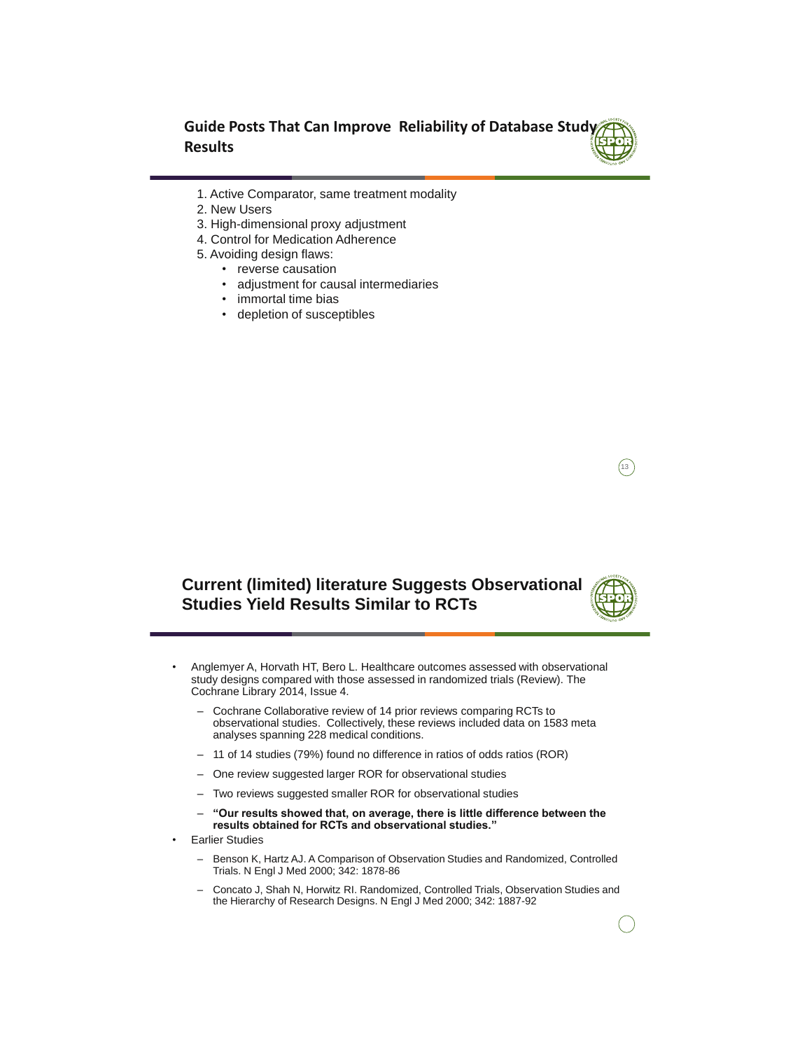## Guide Posts That Can Improve Reliability of Database Study Results

1. Active Comparator, same treatment modality
2. New Users
3. High-dimensional proxy adjustment
4. Control for Medication Adherence
5. Avoiding design flaws:
   - reverse causation
   - adjustment for causal intermediaries
   - immortal time bias
   - depletion of susceptibles

## Current (limited) literature Suggests Observational Studies Yield Results Similar to RCTs

- Anglemyer A, Horvath HT, Bero L. Healthcare outcomes assessed with observational study designs compared with those assessed in randomized trials (Review). The Cochrane Library 2014, Issue 4.
  - Cochrane Collaborative review of 14 prior reviews comparing RCTs to observational studies. Collectively, these reviews included data on 1583 meta analyses spanning 228 medical conditions.
  - 11 of 14 studies (79%) found no difference in ratios of odds ratios (ROR)
  - One review suggested larger ROR for observational studies
  - Two reviews suggested smaller ROR for observational studies
  - **"Our results showed that, on average, there is little difference between the results obtained for RCTs and observational studies."**
- Earlier Studies
  - Benson K, Hartz AJ. A Comparison of Observation Studies and Randomized, Controlled Trials. N Engl J Med 2000; 342: 1878-86
  - Concato J, Shah N, Horwitz RI. Randomized, Controlled Trials, Observation Studies and the Hierarchy of Research Designs. N Engl J Med 2000; 342: 1887-92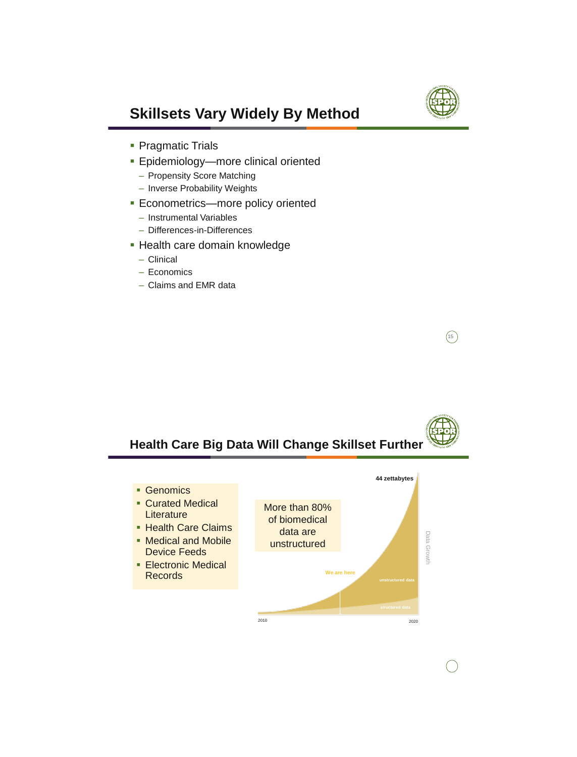## Skillsets Vary Widely By Method

- Pragmatic Trials
- Epidemiology—more clinical oriented
  - Propensity Score Matching
  - Inverse Probability Weights
- Econometrics—more policy oriented
  - Instrumental Variables
  - Differences-in-Differences
- Health care domain knowledge
  - Clinical
  - Economics
  - Claims and EMR data

## Health Care Big Data Will Change Skillset Further

- Genomics
- Curated Medical Literature
- Health Care Claims
- Medical and Mobile Device Feeds
- Electronic Medical Records

More than 80% of biomedical data are unstructured

44 zettabytes

We are here

unstructured data

structured data

Data Growth

2010

2020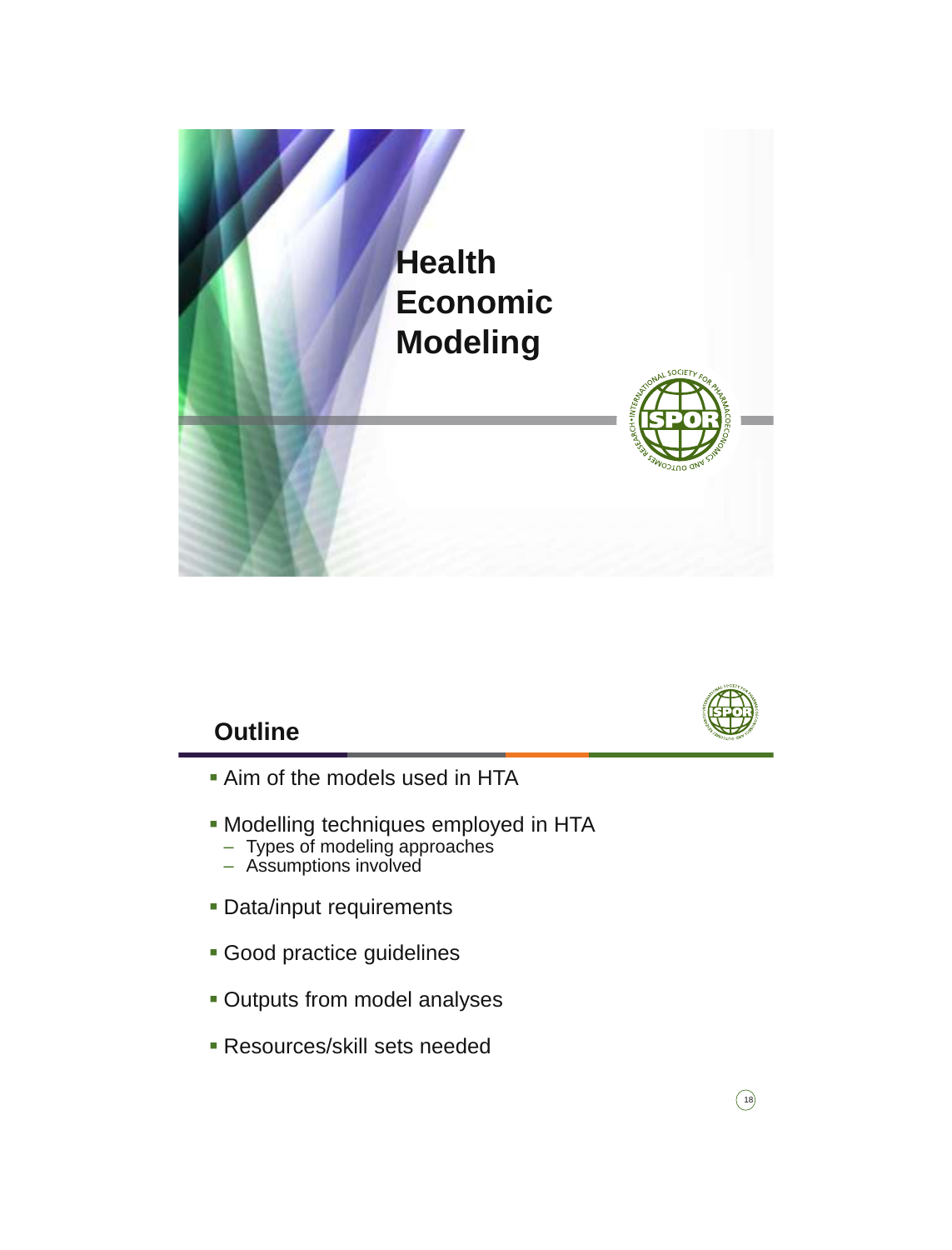# Health Economic Modeling

## Outline

- Aim of the models used in HTA
- Modelling techniques employed in HTA
  - Types of modeling approaches
  - Assumptions involved
- Data/input requirements
- Good practice guidelines
- Outputs from model analyses
- Resources/skill sets needed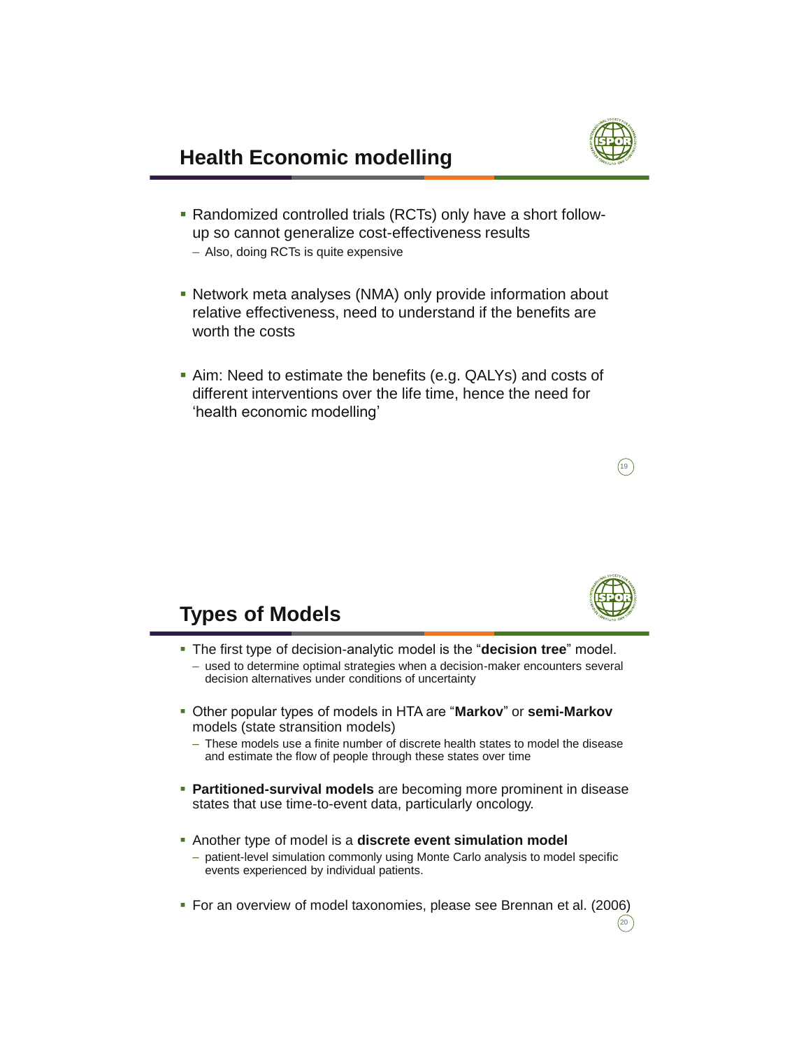## Health Economic modelling

- Randomized controlled trials (RCTs) only have a short follow-up so cannot generalize cost-effectiveness results
  - Also, doing RCTs is quite expensive
- Network meta analyses (NMA) only provide information about relative effectiveness, need to understand if the benefits are worth the costs
- Aim: Need to estimate the benefits (e.g. QALYs) and costs of different interventions over the life time, hence the need for 'health economic modelling'

## Types of Models

- The first type of decision-analytic model is the "**decision tree**" model.
  - used to determine optimal strategies when a decision-maker encounters several decision alternatives under conditions of uncertainty
- Other popular types of models in HTA are "**Markov**" or **semi-Markov** models (state stransition models)
  - These models use a finite number of discrete health states to model the disease and estimate the flow of people through these states over time
- **Partitioned-survival models** are becoming more prominent in disease states that use time-to-event data, particularly oncology.
- Another type of model is a **discrete event simulation model**
  - patient-level simulation commonly using Monte Carlo analysis to model specific events experienced by individual patients.
- For an overview of model taxonomies, please see Brennan et al. (2006)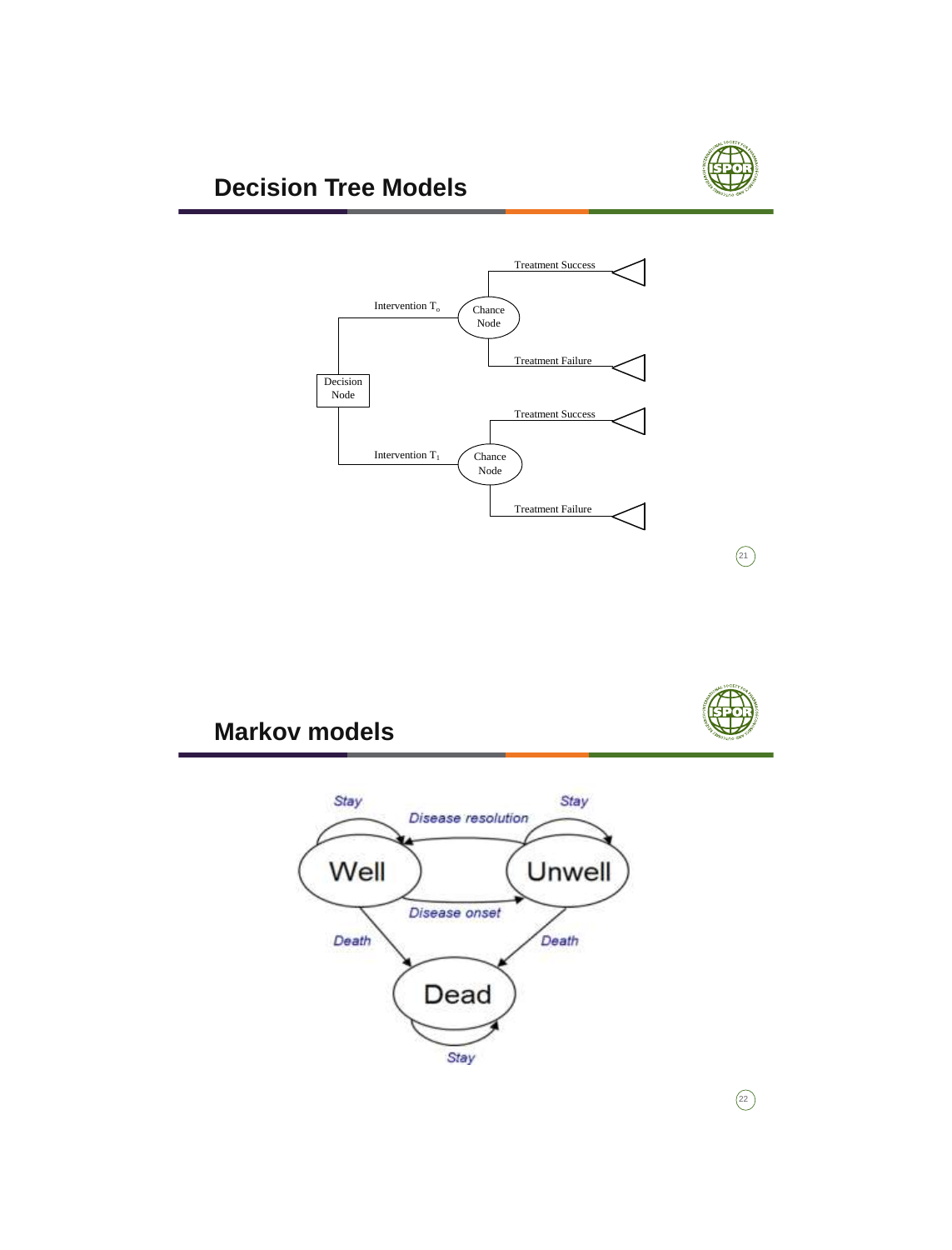## Decision Tree Models

Decision Node

Intervention $T_0$ → Chance Node → Treatment Success / Treatment Failure

Intervention $T_1$ → Chance Node → Treatment Success / Treatment Failure

## Markov models

Well — Stay; Disease onset → Unwell; Death → Dead

Unwell — Stay; Disease resolution → Well; Death → Dead

Dead — Stay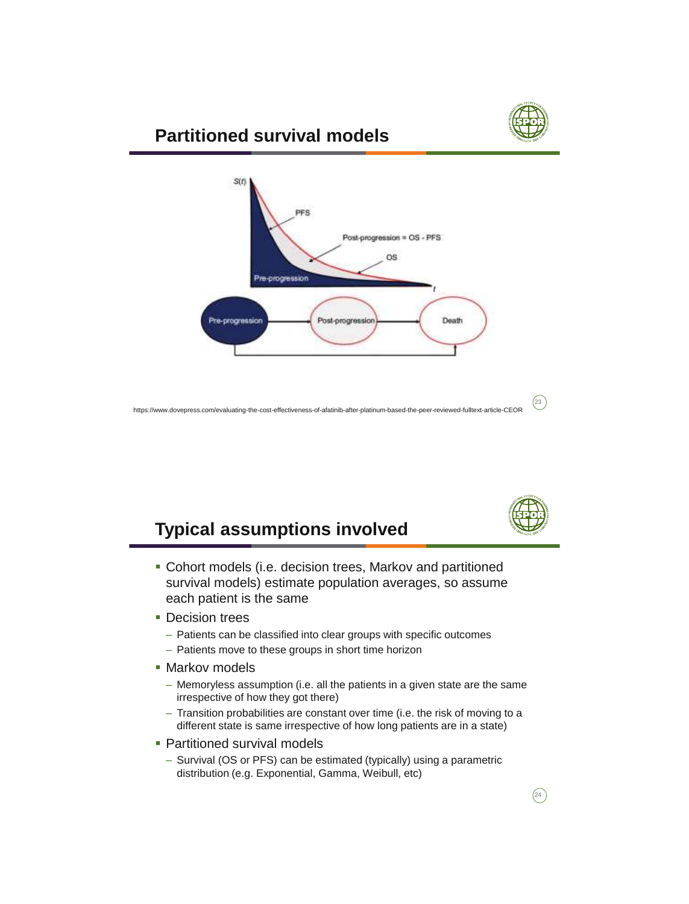## Partitioned survival models

https://www.dovepress.com/evaluating-the-cost-effectiveness-of-afatinib-after-platinum-based-the-peer-reviewed-fulltext-article-CEOR

## Typical assumptions involved

- Cohort models (i.e. decision trees, Markov and partitioned survival models) estimate population averages, so assume each patient is the same
- Decision trees
  - Patients can be classified into clear groups with specific outcomes
  - Patients move to these groups in short time horizon
- Markov models
  - Memoryless assumption (i.e. all the patients in a given state are the same irrespective of how they got there)
  - Transition probabilities are constant over time (i.e. the risk of moving to a different state is same irrespective of how long patients are in a state)
- Partitioned survival models
  - Survival (OS or PFS) can be estimated (typically) using a parametric distribution (e.g. Exponential, Gamma, Weibull, etc)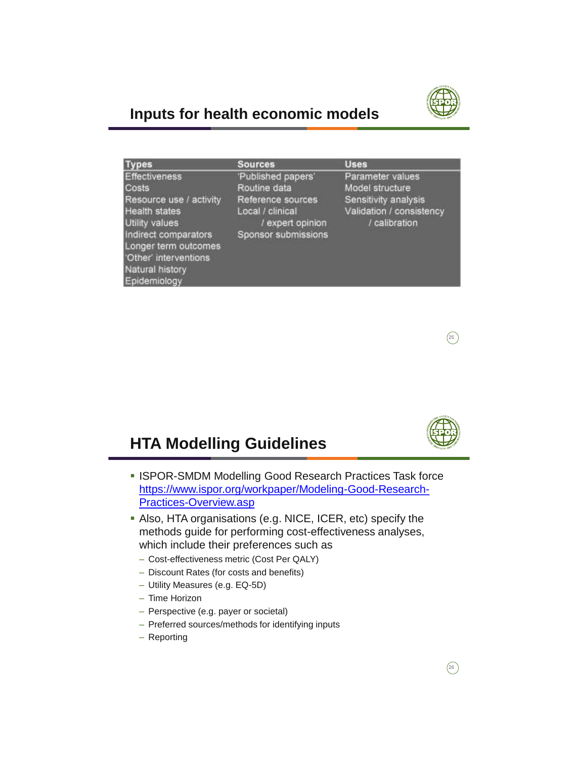## Inputs for health economic models

| Types | Sources | Uses |
| --- | --- | --- |
| Effectiveness | 'Published papers' | Parameter values |
| Costs | Routine data | Model structure |
| Resource use / activity | Reference sources | Sensitivity analysis |
| Health states | Local / clinical | Validation / consistency |
| Utility values | / expert opinion | / calibration |
| Indirect comparators | Sponsor submissions | |
| Longer term outcomes | | |
| 'Other' interventions | | |
| Natural history | | |
| Epidemiology | | |

## HTA Modelling Guidelines

- ISPOR-SMDM Modelling Good Research Practices Task force https://www.ispor.org/workpaper/Modeling-Good-Research-Practices-Overview.asp
- Also, HTA organisations (e.g. NICE, ICER, etc) specify the methods guide for performing cost-effectiveness analyses, which include their preferences such as
  - Cost-effectiveness metric (Cost Per QALY)
  - Discount Rates (for costs and benefits)
  - Utility Measures (e.g. EQ-5D)
  - Time Horizon
  - Perspective (e.g. payer or societal)
  - Preferred sources/methods for identifying inputs
  - Reporting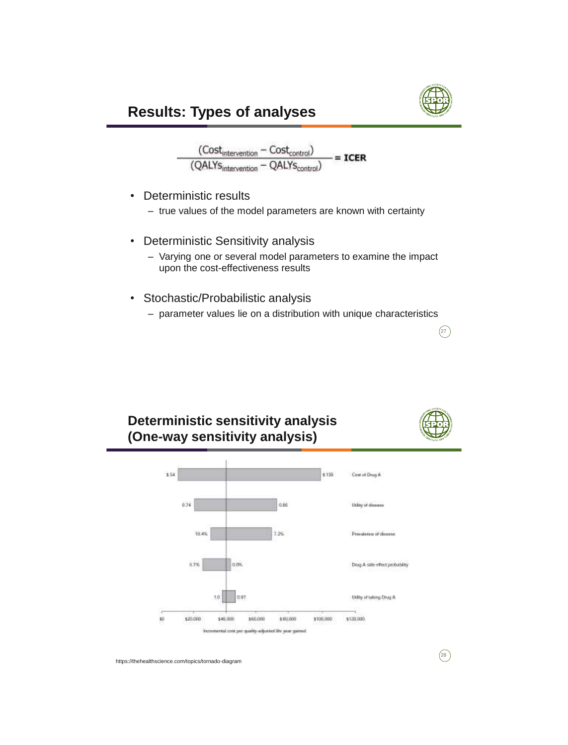## Results: Types of analyses

$$\frac{(\text{Cost}_{\text{intervention}} - \text{Cost}_{\text{control}})}{(\text{QALYs}_{\text{intervention}} - \text{QALYs}_{\text{control}})} = \textbf{ICER}$$

- Deterministic results
  - true values of the model parameters are known with certainty
- Deterministic Sensitivity analysis
  - Varying one or several model parameters to examine the impact upon the cost-effectiveness results
- Stochastic/Probabilistic analysis
  - parameter values lie on a distribution with unique characteristics

## Deterministic sensitivity analysis (One-way sensitivity analysis)

| Parameter | Low value | High value |
|---|---|---|
| Cost of Drug A | $54 | $139 |
| Utility of disease | 0.74 | 0.86 |
| Prevalence of disease | 10.4% | 7.2% |
| Drug A side effect probability | 5.7% | 0.0% |
| Utility of taking Drug A | 1.0 | 0.97 |

X-axis: Incremental cost per quality-adjusted life year gained ($0, $20,000, $40,000, $60,000, $80,000, $100,000, $120,000)

https://thehealthscience.com/topics/tornado-diagram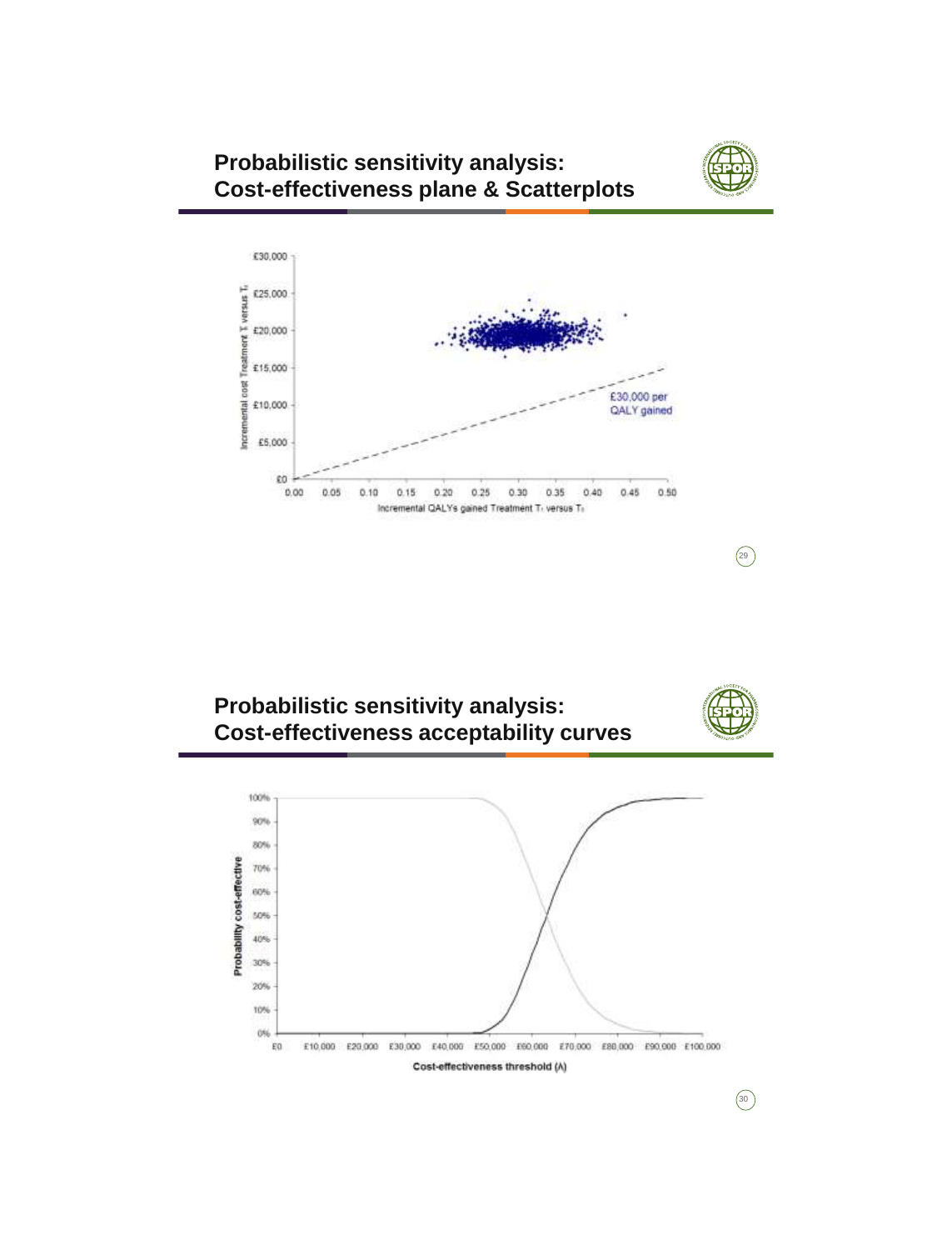## Probabilistic sensitivity analysis: Cost-effectiveness plane & Scatterplots

## Probabilistic sensitivity analysis: Cost-effectiveness acceptability curves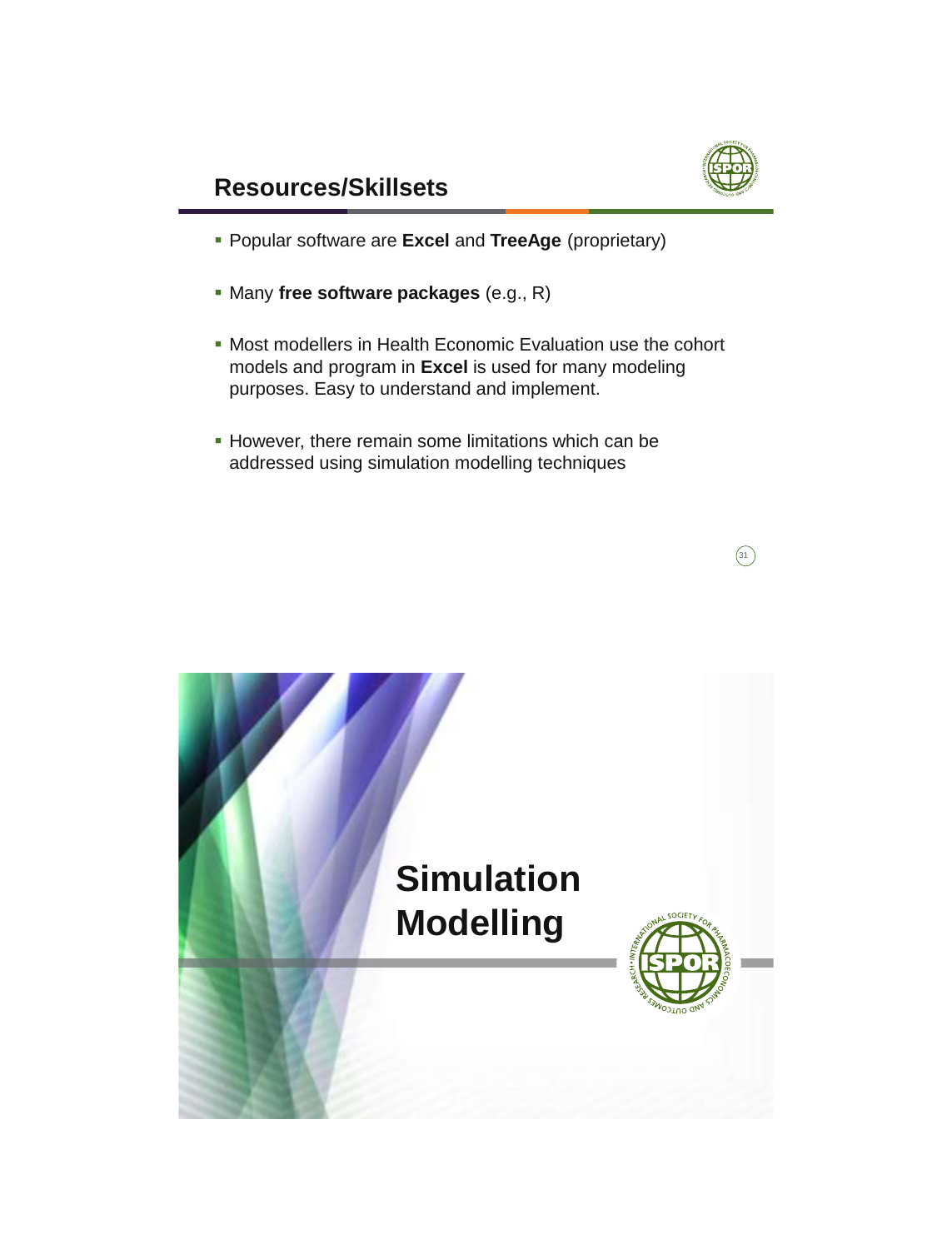## Resources/Skillsets

- Popular software are **Excel** and **TreeAge** (proprietary)
- Many **free software packages** (e.g., R)
- Most modellers in Health Economic Evaluation use the cohort models and program in **Excel** is used for many modeling purposes. Easy to understand and implement.
- However, there remain some limitations which can be addressed using simulation modelling techniques

# Simulation Modelling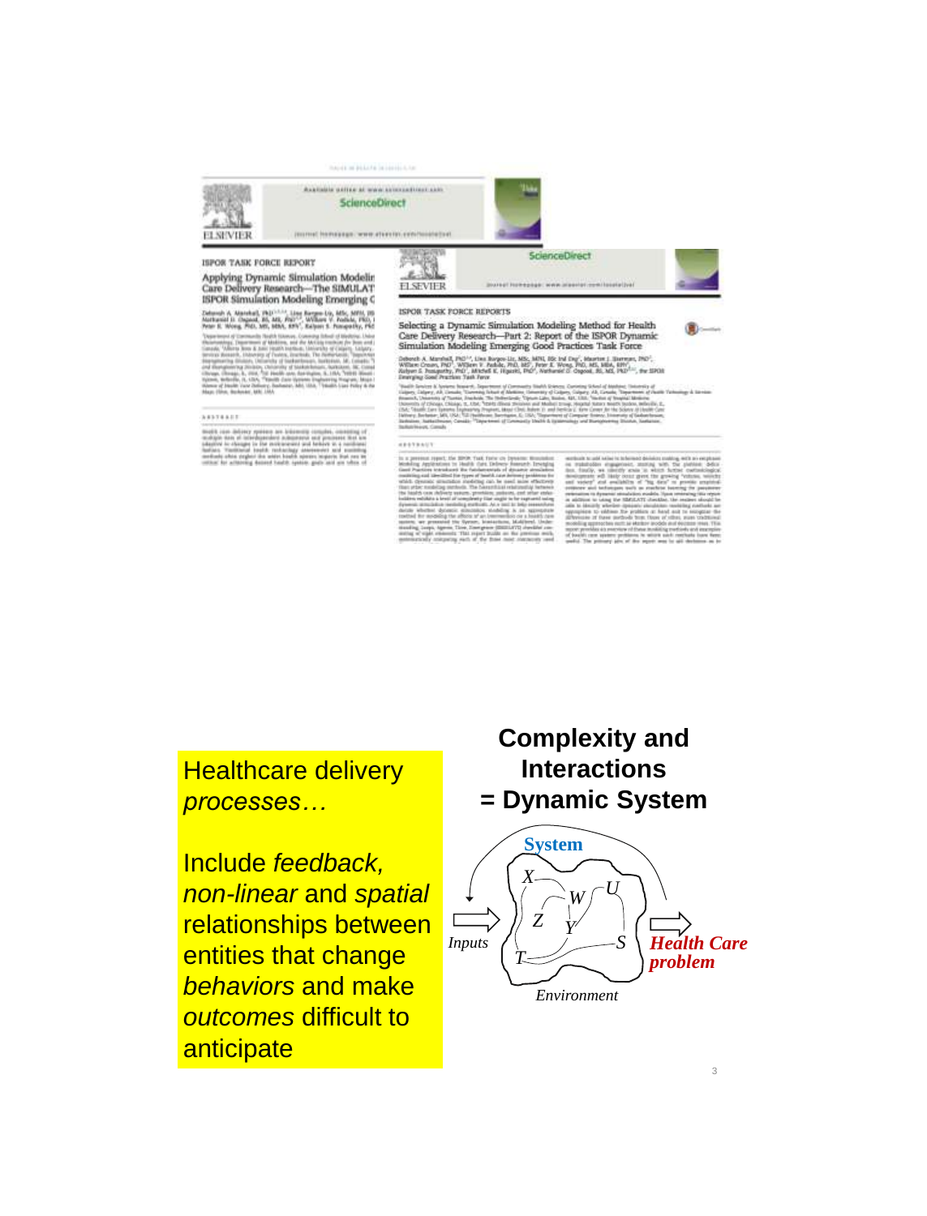ISPOR TASK FORCE REPORT

Applying Dynamic Simulation Modeling Methods in Health Care Delivery Research—The SIMULATE Checklist: Report of the ISPOR Simulation Modeling Emerging Good Practices Task Force

ISPOR TASK FORCE REPORTS

Selecting a Dynamic Simulation Modeling Method for Health Care Delivery Research—Part 2: Report of the ISPOR Dynamic Simulation Modeling Emerging Good Practices Task Force

**Complexity and Interactions = Dynamic System**

Healthcare delivery *processes…*

Include *feedback, non-linear* and *spatial* relationships between entities that change *behaviors* and make *outcomes* difficult to anticipate

System

X, W, U, Z, Y, T, S

Inputs

Environment

*Health Care problem*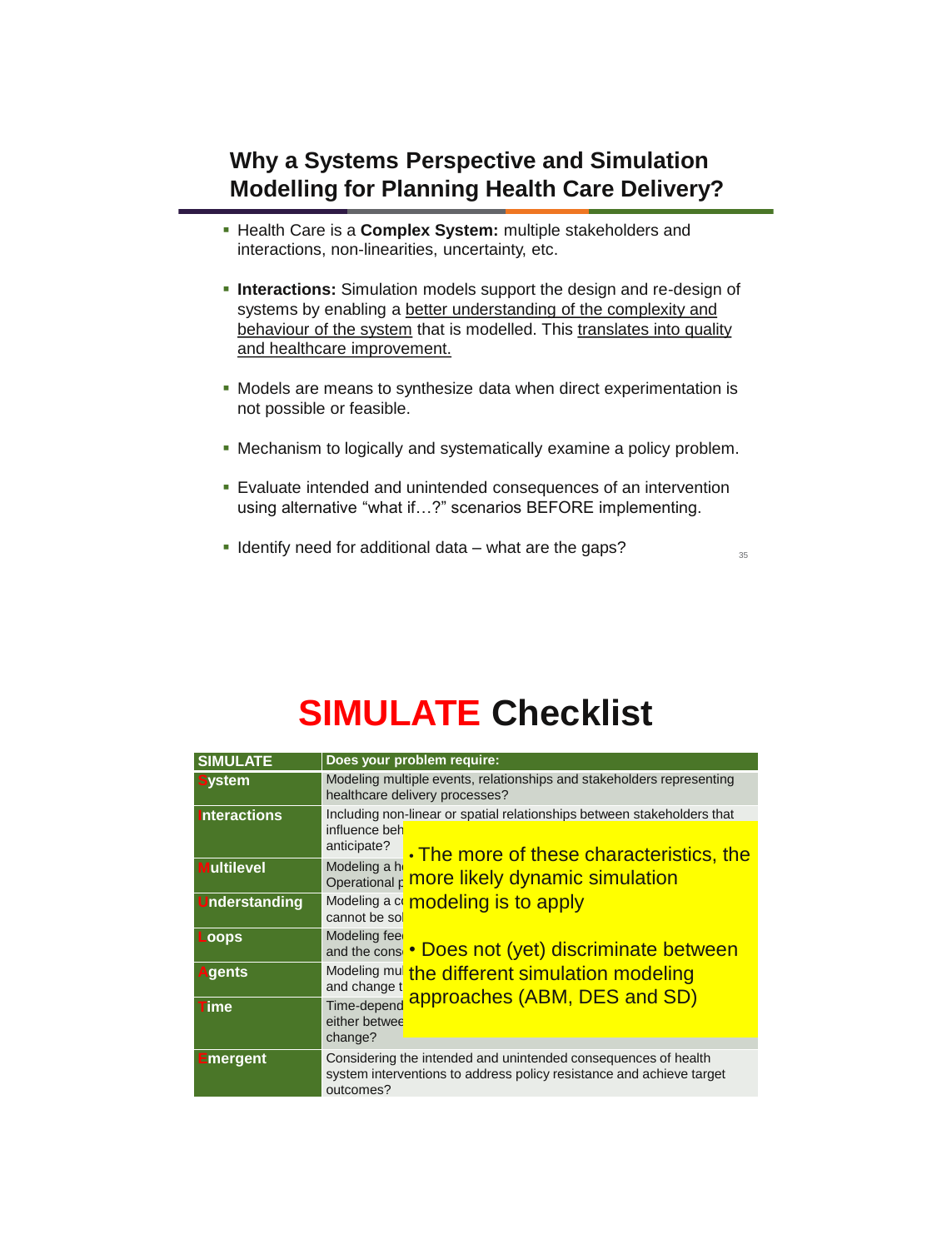## Why a Systems Perspective and Simulation Modelling for Planning Health Care Delivery?

- Health Care is a **Complex System:** multiple stakeholders and interactions, non-linearities, uncertainty, etc.
- **Interactions:** Simulation models support the design and re-design of systems by enabling a better understanding of the complexity and behaviour of the system that is modelled. This translates into quality and healthcare improvement.
- Models are means to synthesize data when direct experimentation is not possible or feasible.
- Mechanism to logically and systematically examine a policy problem.
- Evaluate intended and unintended consequences of an intervention using alternative "what if…?" scenarios BEFORE implementing.
- Identify need for additional data – what are the gaps?

# SIMULATE Checklist

| SIMULATE | Does your problem require: |
|---|---|
| System | Modeling multiple events, relationships and stakeholders representing healthcare delivery processes? |
| Interactions | Including non-linear or spatial relationships between stakeholders that influence beh… anticipate? |
| Multilevel | Modeling a h… Operational p… |
| Understanding | Modeling a c… cannot be sol… |
| Loops | Modeling fee… and the cons… |
| Agents | Modeling mu… and change t… |
| Time | Time-depend… either betwee… change? |
| Emergent | Considering the intended and unintended consequences of health system interventions to address policy resistance and achieve target outcomes? |

- The more of these characteristics, the more likely dynamic simulation modeling is to apply
- Does not (yet) discriminate between the different simulation modeling approaches (ABM, DES and SD)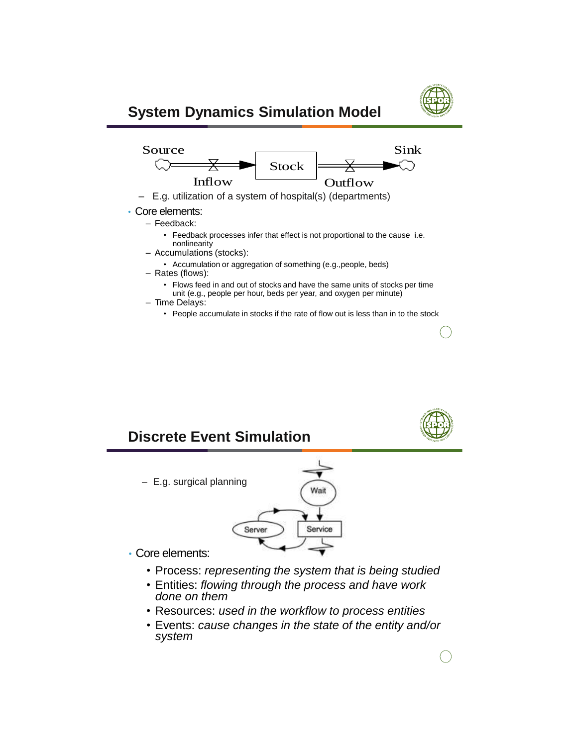## System Dynamics Simulation Model

Source — Inflow → Stock — Outflow → Sink

- E.g. utilization of a system of hospital(s) (departments)

- Core elements:
  - Feedback:
    - Feedback processes infer that effect is not proportional to the cause i.e. nonlinearity
  - Accumulations (stocks):
    - Accumulation or aggregation of something (e.g.,people, beds)
  - Rates (flows):
    - Flows feed in and out of stocks and have the same units of stocks per time unit (e.g., people per hour, beds per year, and oxygen per minute)
  - Time Delays:
    - People accumulate in stocks if the rate of flow out is less than in to the stock

## Discrete Event Simulation

- E.g. surgical planning

Wait → Service ↔ Server

- Core elements:
  - Process: *representing the system that is being studied*
  - Entities: *flowing through the process and have work done on them*
  - Resources: *used in the workflow to process entities*
  - Events: *cause changes in the state of the entity and/or system*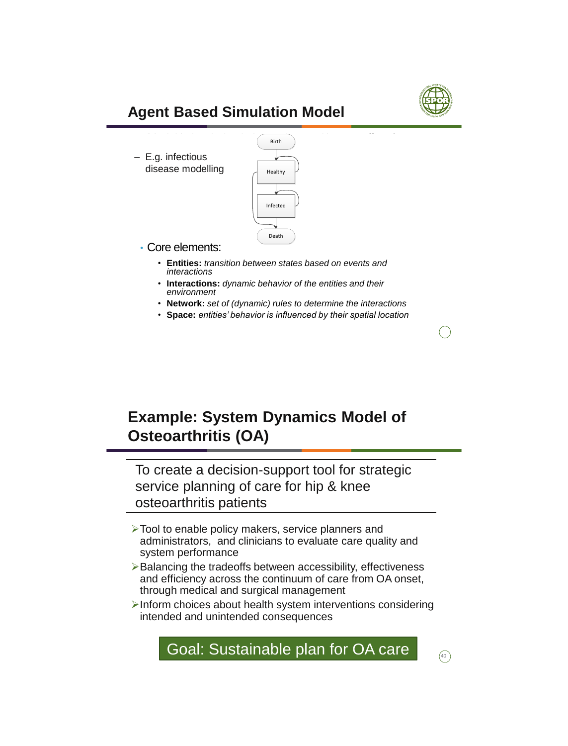## Agent Based Simulation Model

- E.g. infectious disease modelling

Birth

Healthy

Infected

Death

- Core elements:
  - **Entities:** *transition between states based on events and interactions*
  - **Interactions:** *dynamic behavior of the entities and their environment*
  - **Network:** *set of (dynamic) rules to determine the interactions*
  - **Space:** *entities' behavior is influenced by their spatial location*

## Example: System Dynamics Model of Osteoarthritis (OA)

To create a decision-support tool for strategic service planning of care for hip & knee osteoarthritis patients

- Tool to enable policy makers, service planners and administrators, and clinicians to evaluate care quality and system performance
- Balancing the tradeoffs between accessibility, effectiveness and efficiency across the continuum of care from OA onset, through medical and surgical management
- Inform choices about health system interventions considering intended and unintended consequences

Goal: Sustainable plan for OA care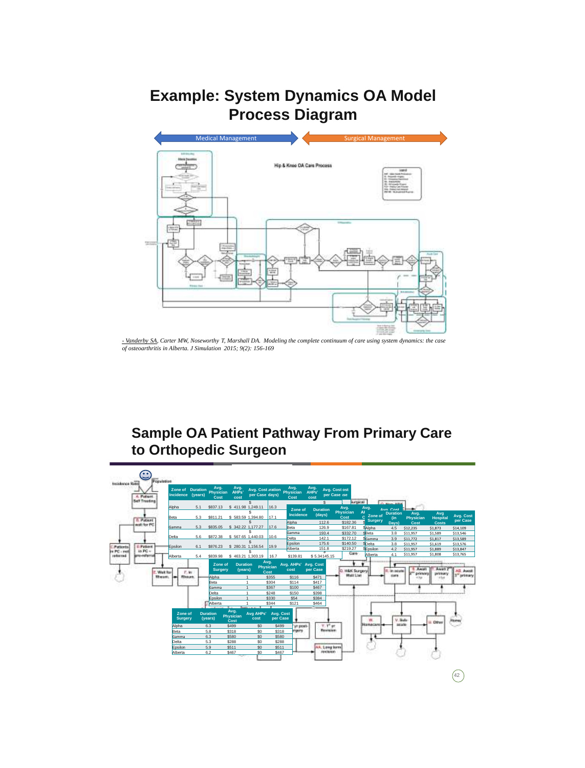# Example: System Dynamics OA Model Process Diagram

Medical Management | Surgical Management

Hip & Knee OA Care Process

*- Vanderby SA, Carter MW, Noseworthy T, Marshall DA. Modeling the complete continuum of care using system dynamics: the case of osteoarthritis in Alberta. J Simulation 2015; 9(2): 156-169*

# Sample OA Patient Pathway From Primary Care to Orthopedic Surgeon

| Zone of Incidence | Duration (years) | Avg. Physician Cost | Avg. AHPs' cost | Avg. Cost per Case | Duration (days) |
|---|---|---|---|---|---|
| Alpha | 5.1 | $837.13 | $ 411.98 | $ 1,249.11 | 16.3 |
| Beta | 5.3 | $811.21 | $ 583.59 | $ 1,394.80 | 17.1 |
| Gamma | 5.3 | $835.05 | $ 342.22 | $ 1,177.27 | 17.6 |
| Delta | 5.6 | $872.38 | $ 567.65 | $ 1,440.03 | 10.6 |
| Epsilon | 6.1 | $876.23 | $ 280.31 | $ 1,156.54 | 19.9 |
| Alberta | 5.4 | $839.98 | $ 463.21 | $ 1,303.19 | 16.7 |

| Zone of Incidence | Duration (days) | Avg. Physician Cost |
|---|---|---|
| Alpha | 112.6 | $182.36 |
| Beta | 126.9 | $167.81 |
| Gamma | 193.4 | $332.70 |
| Delta | 142.1 | $172.12 |
| Epsilon | 175.6 | $140.50 |
| Alberta | 151.8 | $219.27 |

| Avg. Physician Cost | Avg. AHPs' cost | Avg. Cost per Case |
|---|---|---|
| $139.81 | $ 5.34 | $145.15 |

| Zone of Surgery | Duration (in Days) | Avg. Physician Cost | Avg Hospital Costs | Avg. Cost per Case |
|---|---|---|---|---|
| Alpha | 4.5 | $12,235 | $1,873 | $14,109 |
| Beta | 3.8 | $11,957 | $1,589 | $13,546 |
| Gamma | 3.9 | $11,772 | $1,817 | $13,589 |
| Delta | 3.8 | $11,957 | $1,619 | $13,576 |
| Epsilon | 4.2 | $11,957 | $1,889 | $13,847 |
| Alberta | 4.1 | $11,957 | $1,808 | $13,765 |

| Zone of Surgery | Duration (years) | Avg. Physician Cost | Avg. AHPs' cost | Avg. Cost per Case |
|---|---|---|---|---|
| Alpha | 1 | $355 | $116 | $471 |
| Beta | 1 | $304 | $114 | $417 |
| Gamma | 1 | $367 | $100 | $467 |
| Delta | 1 | $248 | $150 | $398 |
| Epsilon | 1 | $330 | $54 | $384 |
| Alberta | 1 | $344 | $121 | $464 |

| Zone of Surgery | Duration (years) | Avg. Physician Cost | Avg AHPs' cost | Avg. Cost per Case |
|---|---|---|---|---|
| Alpha | 6.3 | $499 | $0 | $499 |
| Beta | 5.8 | $318 | $0 | $318 |
| Gamma | 6.3 | $580 | $0 | $580 |
| Delta | 5.3 | $288 | $0 | $288 |
| Epsilon | 5.9 | $511 | $0 | $511 |
| Alberta | 6.2 | $467 | $0 | $467 |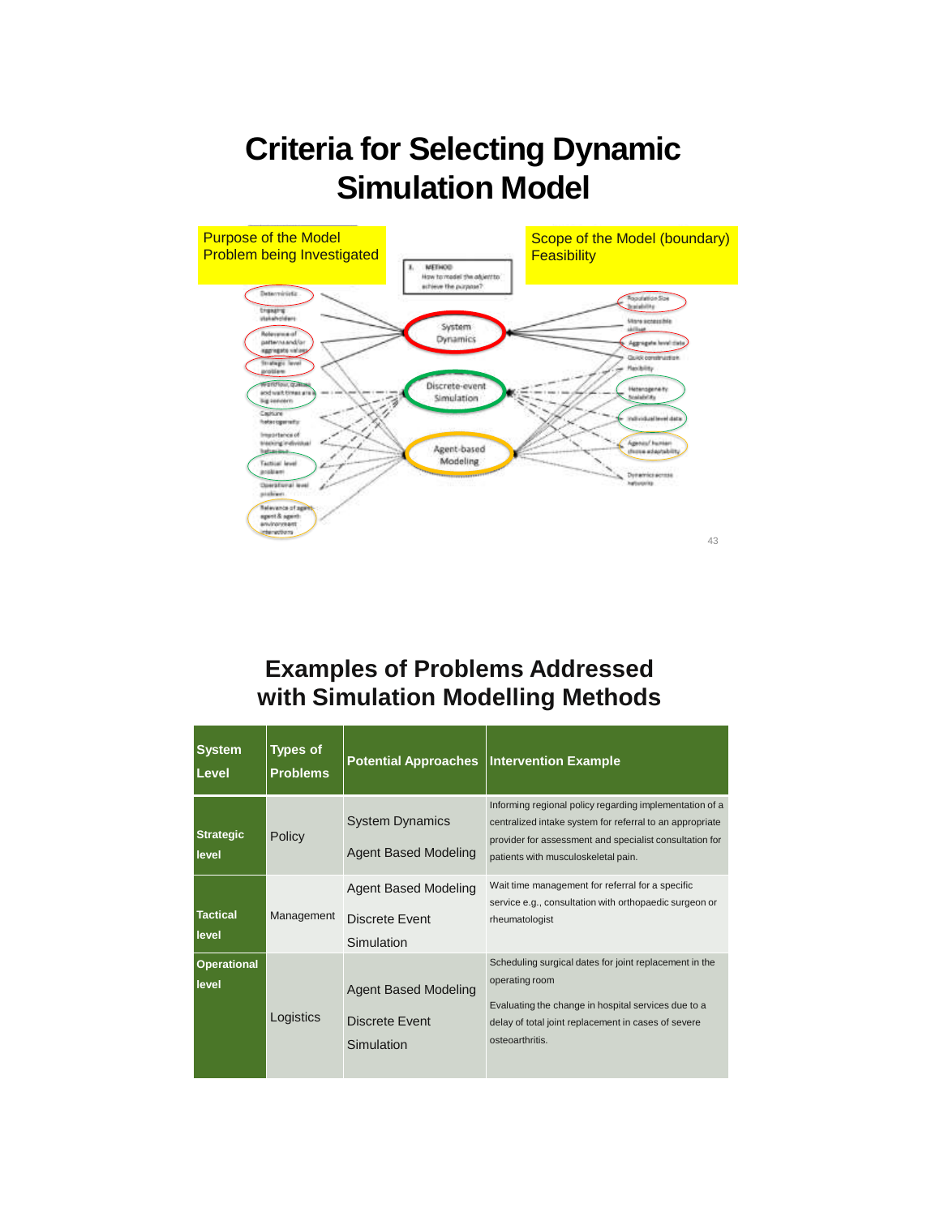# Criteria for Selecting Dynamic Simulation Model

Purpose of the Model
Problem being Investigated

Scope of the Model (boundary)
Feasibility

3. METHOD
How to model the object to achieve the purpose?

Deterministic
Engaging stakeholders
Relevance of patterns and/or aggregate values
Strategic level problem
Workflow, queues and wait times are a big concern
Capture heterogeneity
Importance of tracking individual behaviour
Tactical level problem
Operational level problem
Relevance of agent-agent & agent-environment interactions

System Dynamics
Discrete-event Simulation
Agent-based Modeling

Population Size Scalability
More accessible skillset
Aggregate level data
Quick construction
Flexibility
Heterogeneity Scalability
Individual level data
Agency/ human choice adaptability
Dynamics across networks

## Examples of Problems Addressed with Simulation Modelling Methods

| System Level | Types of Problems | Potential Approaches | Intervention Example |
|---|---|---|---|
| **Strategic level** | Policy | System Dynamics<br>Agent Based Modeling | Informing regional policy regarding implementation of a centralized intake system for referral to an appropriate provider for assessment and specialist consultation for patients with musculoskeletal pain. |
| **Tactical level** | Management | Agent Based Modeling<br>Discrete Event Simulation | Wait time management for referral for a specific service e.g., consultation with orthopaedic surgeon or rheumatologist |
| **Operational level** | Logistics | Agent Based Modeling<br>Discrete Event Simulation | Scheduling surgical dates for joint replacement in the operating room<br>Evaluating the change in hospital services due to a delay of total joint replacement in cases of severe osteoarthritis. |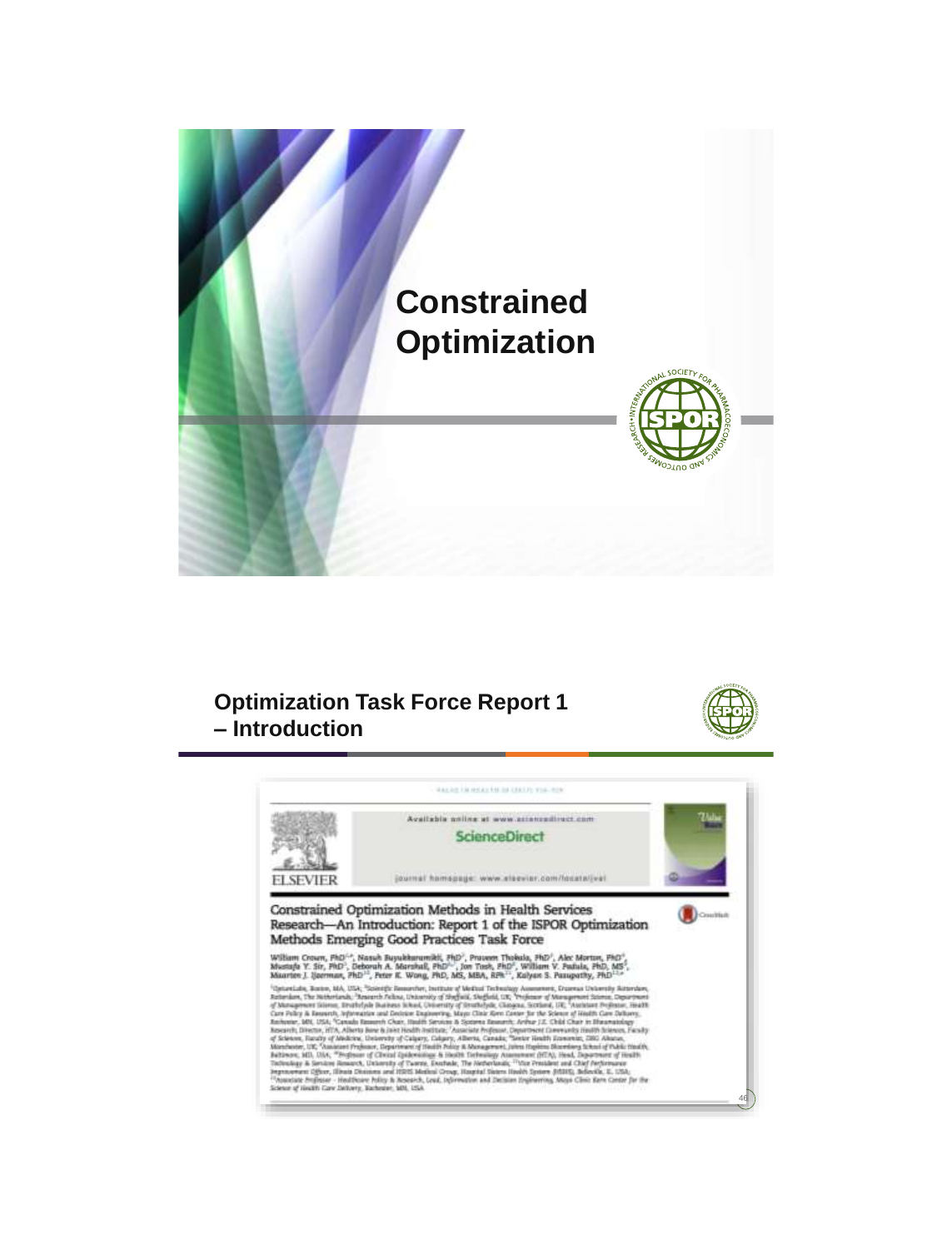# Constrained Optimization

## Optimization Task Force Report 1 – Introduction

VALUE IN HEALTH 20 (2017) 310–319

Available online at www.sciencedirect.com

ScienceDirect

journal homepage: www.elsevier.com/locate/jval

ELSEVIER

### Constrained Optimization Methods in Health Services Research—An Introduction: Report 1 of the ISPOR Optimization Methods Emerging Good Practices Task Force

William Crown, PhD[1,*], Nasuh Buyukkaramikli, PhD[2], Praveen Thokala, PhD[3], Alec Morton, PhD[4], Mustafa Y. Sir, PhD[5], Deborah A. Marshall, PhD[6,7], Jon Tosh, PhD[8], William V. Padula, PhD, MS[9], Maarten J. IJzerman, PhD[10], Peter K. Wong, PhD, MS, MBA, RPh[11], Kalyan S. Pasupathy, PhD[12,*]

[1]OptumLabs, Boston, MA, USA; [2]Scientific Researcher, Institute of Medical Technology Assessment, Erasmus University Rotterdam, Rotterdam, The Netherlands; [3]Research Fellow, University of Sheffield, Sheffield, UK; [4]Professor of Management Science, Department of Management Science, Strathclyde Business School, University of Strathclyde, Glasgow, Scotland, UK; [5]Assistant Professor, Health Care Policy & Research, Information and Decision Engineering, Mayo Clinic Kern Center for the Science of Health Care Delivery, Rochester, MN, USA; [6]Canada Research Chair, Health Services & Systems Research; Arthur J.E. Child Chair in Rheumatology Research; Director, HTA, Alberta Bone & Joint Health Institute; [7]Associate Professor, Department Community Health Sciences, Faculty of Science, Faculty of Medicine, University of Calgary, Calgary, Alberta, Canada; [8]Senior Health Economist, DRG Abacus, Manchester, UK; [9]Assistant Professor, Department of Health Policy & Management, Johns Hopkins Bloomberg School of Public Health, Baltimore, MD, USA; [10]Professor of Clinical Epidemiology & Health Technology Assessment (HTA), Head, Department of Health Technology & Services Research, University of Twente, Enschede, The Netherlands; [11]Vice President and Chief Performance Improvement Officer, Illinois Divisions and HSHS Medical Group, Hospital Sisters Health System (HSHS), Belleville, IL, USA; [12]Associate Professor - Healthcare Policy & Research, Lead, Information and Decision Engineering, Mayo Clinic Kern Center for the Science of Health Care Delivery, Rochester, MN, USA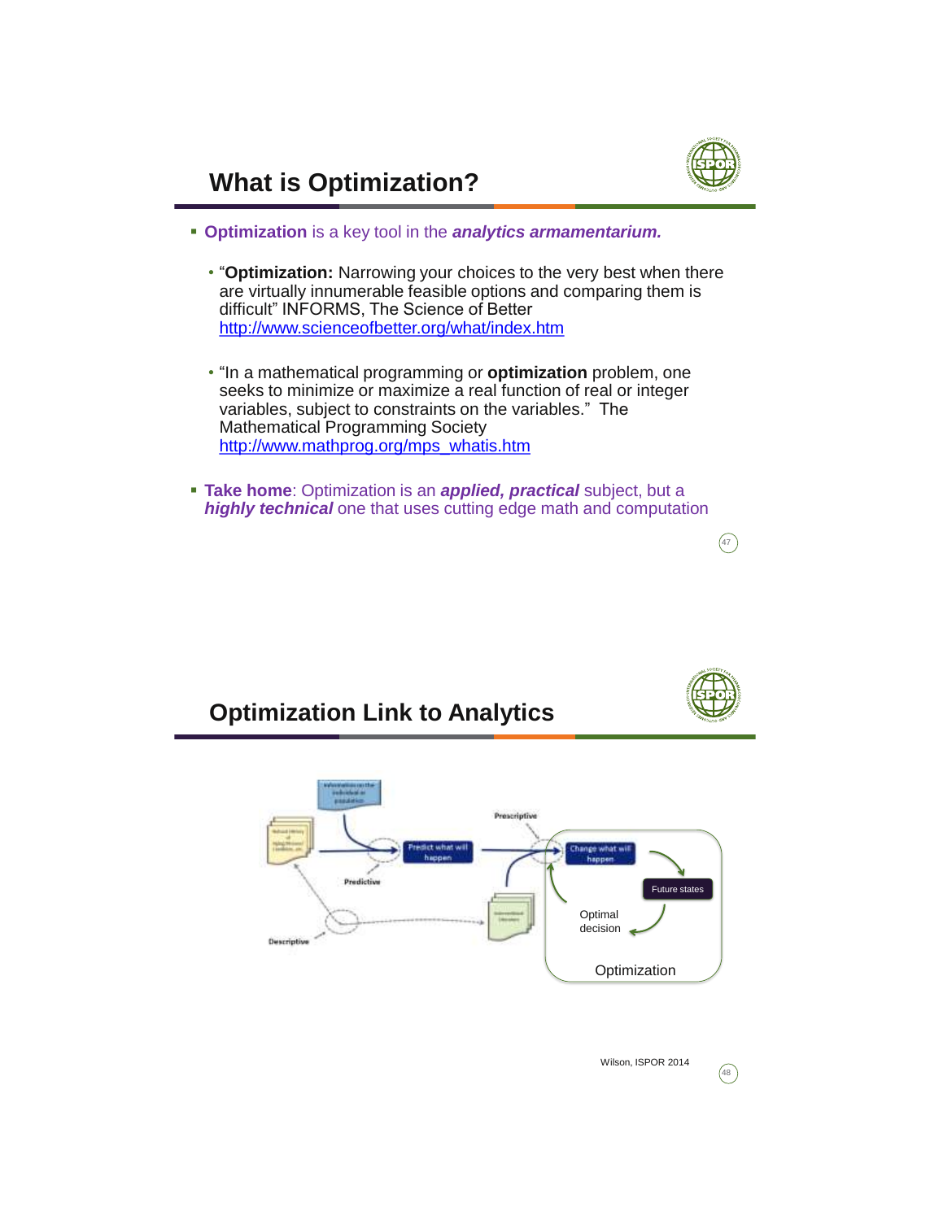## What is Optimization?

- **Optimization** is a key tool in the ***analytics armamentarium.***
  - "**Optimization:** Narrowing your choices to the very best when there are virtually innumerable feasible options and comparing them is difficult" INFORMS, The Science of Better http://www.scienceofbetter.org/what/index.htm
  - "In a mathematical programming or **optimization** problem, one seeks to minimize or maximize a real function of real or integer variables, subject to constraints on the variables." The Mathematical Programming Society http://www.mathprog.org/mps_whatis.htm
- **Take home**: Optimization is an ***applied, practical*** subject, but a ***highly technical*** one that uses cutting edge math and computation

## Optimization Link to Analytics

Prescriptive

Predict what will happen

Change what will happen

Future states

Optimal decision

Optimization

Predictive

Descriptive

Wilson, ISPOR 2014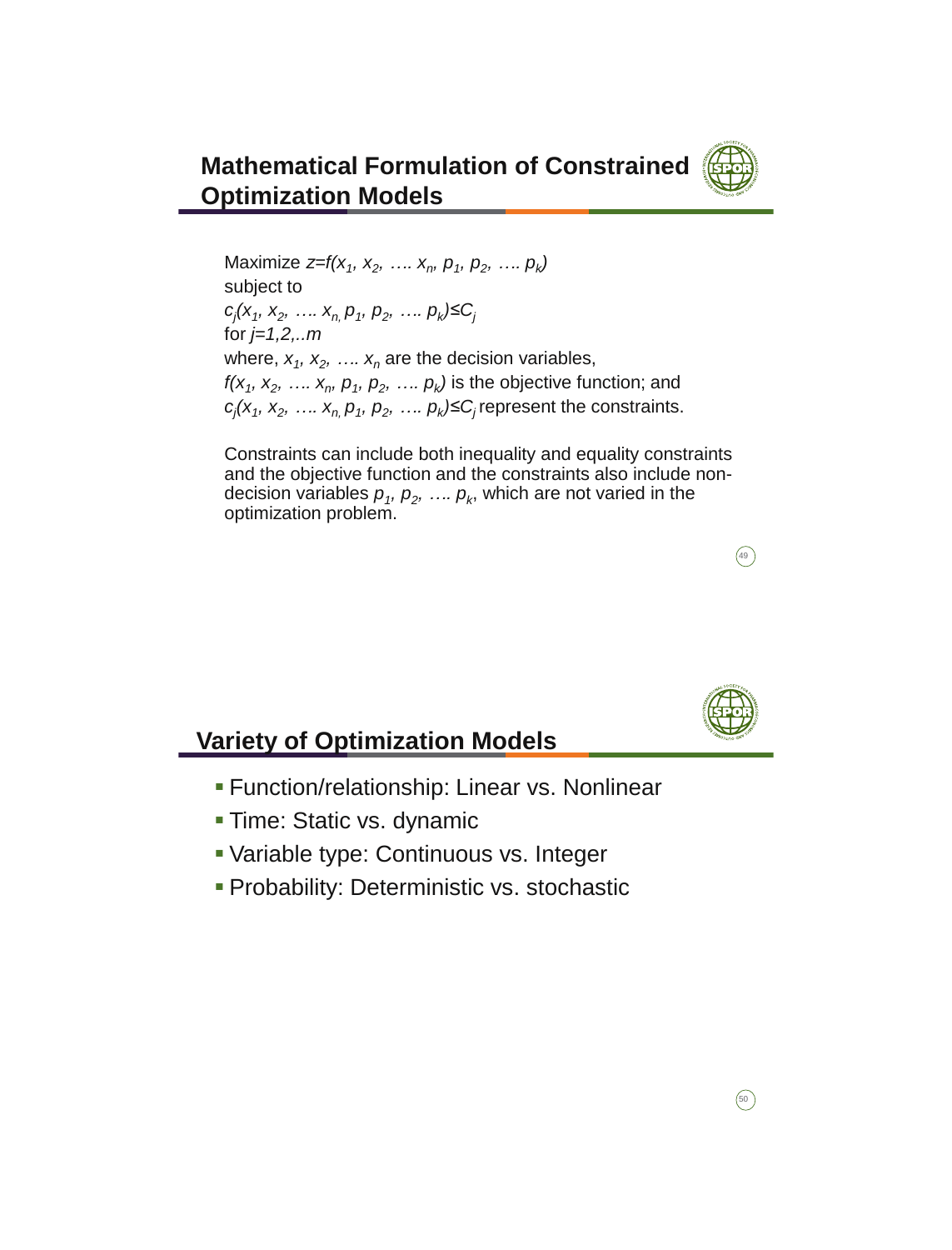## Mathematical Formulation of Constrained Optimization Models

Maximize $z=f(x_1, x_2, \ldots. x_n, p_1, p_2, \ldots. p_k)$
subject to
$c_j(x_1, x_2, \ldots. x_n, p_1, p_2, \ldots. p_k) \leq C_j$
for $j=1,2,..m$
where, $x_1, x_2, \ldots. x_n$ are the decision variables,
$f(x_1, x_2, \ldots. x_n, p_1, p_2, \ldots. p_k)$ is the objective function; and
$c_j(x_1, x_2, \ldots. x_n, p_1, p_2, \ldots. p_k) \leq C_j$ represent the constraints.

Constraints can include both inequality and equality constraints and the objective function and the constraints also include non-decision variables $p_1, p_2, \ldots. p_k$, which are not varied in the optimization problem.

## Variety of Optimization Models

- Function/relationship: Linear vs. Nonlinear
- Time: Static vs. dynamic
- Variable type: Continuous vs. Integer
- Probability: Deterministic vs. stochastic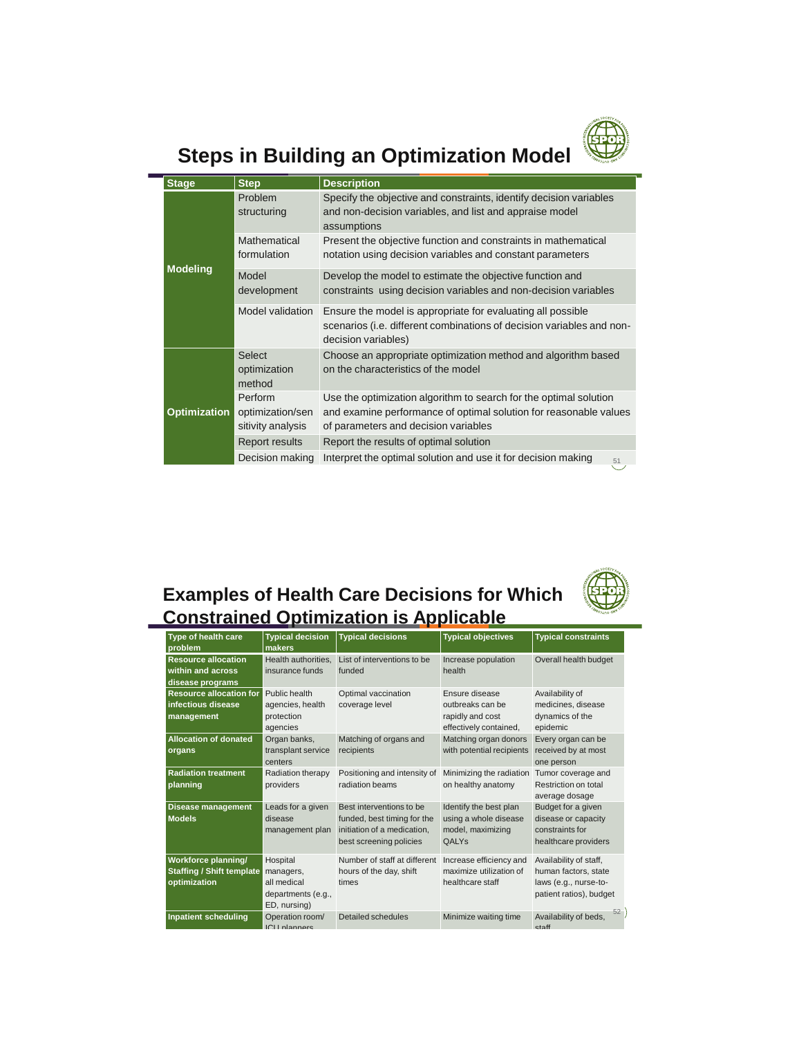## Steps in Building an Optimization Model

| Stage | Step | Description |
|---|---|---|
| Modeling | Problem structuring | Specify the objective and constraints, identify decision variables and non-decision variables, and list and appraise model assumptions |
| | Mathematical formulation | Present the objective function and constraints in mathematical notation using decision variables and constant parameters |
| | Model development | Develop the model to estimate the objective function and constraints using decision variables and non-decision variables |
| | Model validation | Ensure the model is appropriate for evaluating all possible scenarios (i.e. different combinations of decision variables and non-decision variables) |
| Optimization | Select optimization method | Choose an appropriate optimization method and algorithm based on the characteristics of the model |
| | Perform optimization/sensitivity analysis | Use the optimization algorithm to search for the optimal solution and examine performance of optimal solution for reasonable values of parameters and decision variables |
| | Report results | Report the results of optimal solution |
| | Decision making | Interpret the optimal solution and use it for decision making |

## Examples of Health Care Decisions for Which Constrained Optimization is Applicable

| Type of health care problem | Typical decision makers | Typical decisions | Typical objectives | Typical constraints |
|---|---|---|---|---|
| **Resource allocation within and across disease programs** | Health authorities, insurance funds | List of interventions to be funded | Increase population health | Overall health budget |
| **Resource allocation for infectious disease management** | Public health agencies, health protection agencies | Optimal vaccination coverage level | Ensure disease outbreaks can be rapidly and cost effectively contained, | Availability of medicines, disease dynamics of the epidemic |
| **Allocation of donated organs** | Organ banks, transplant service centers | Matching of organs and recipients | Matching organ donors with potential recipients | Every organ can be received by at most one person |
| **Radiation treatment planning** | Radiation therapy providers | Positioning and intensity of radiation beams | Minimizing the radiation on healthy anatomy | Tumor coverage and Restriction on total average dosage |
| **Disease management Models** | Leads for a given disease management plan | Best interventions to be funded, best timing for the initiation of a medication, best screening policies | Identify the best plan using a whole disease model, maximizing QALYs | Budget for a given disease or capacity constraints for healthcare providers |
| **Workforce planning/ Staffing / Shift template optimization** | Hospital managers, all medical departments (e.g., ED, nursing) | Number of staff at different hours of the day, shift times | Increase efficiency and maximize utilization of healthcare staff | Availability of staff, human factors, state laws (e.g., nurse-to-patient ratios), budget |
| **Inpatient scheduling** | Operation room/ ICU planners | Detailed schedules | Minimize waiting time | Availability of beds, staff |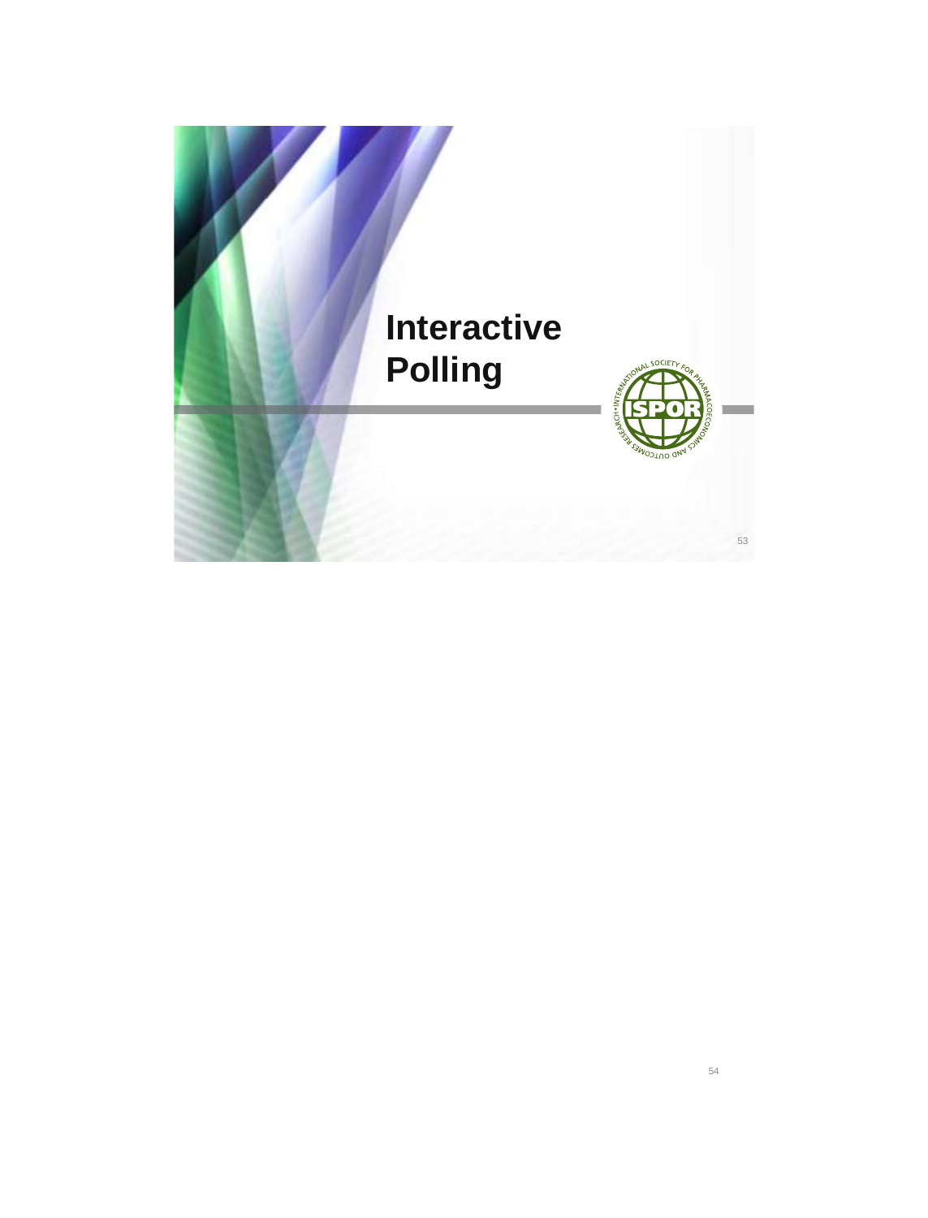# Interactive Polling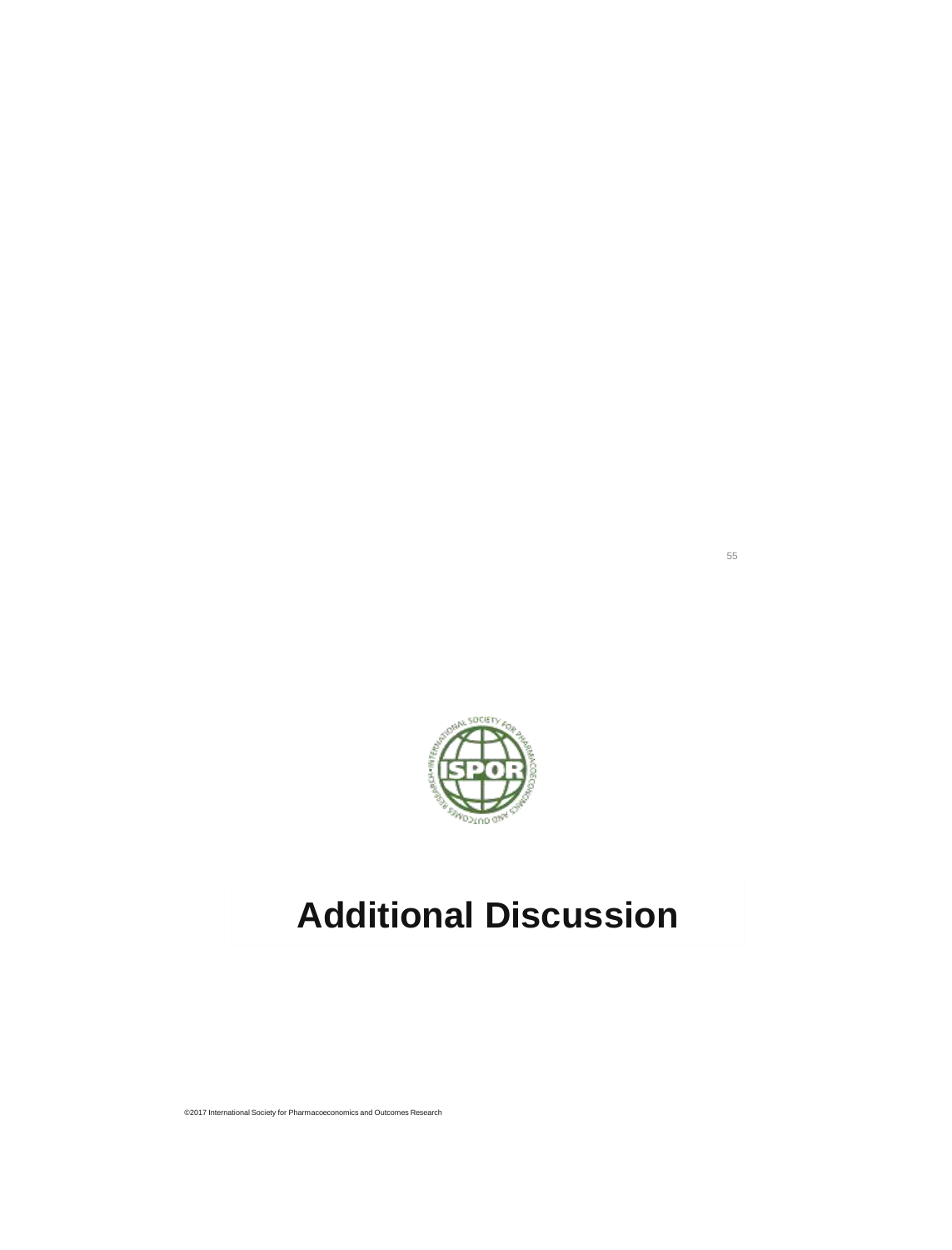# Additional Discussion